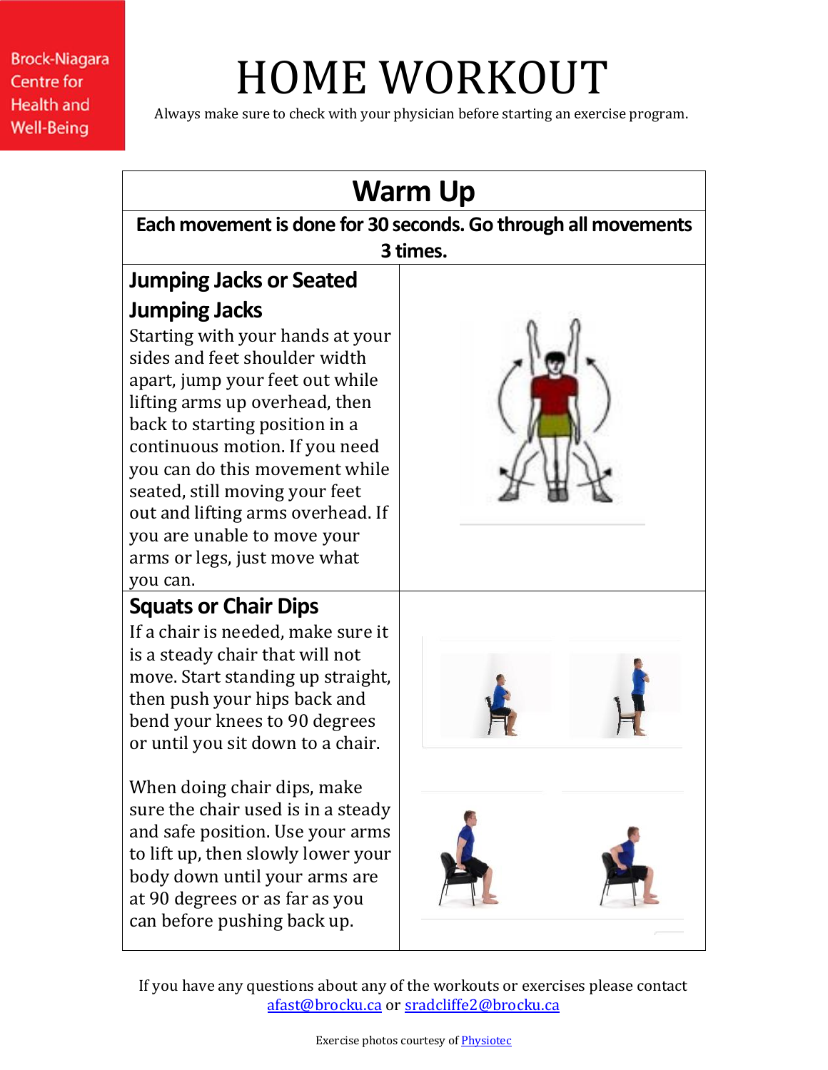Brock-Niagara Centre for Health and Well-Being

# HOME WORKOUT

Always make sure to check with your physician before starting an exercise program.

## Warm Up

**Each movement is done for 30 seconds. Go through all movements 3 times.**

### Jumping Jacks or Seated Jumping Jacks

Starting with your hands at your sides and feet shoulder width apart, jump your feet out while lifting arms up overhead, then back to starting position in a continuous motion. If you need you can do this movement while seated, still moving your feet out and lifting arms overhead. If you are unable to move your arms or legs, just move what you can.

### Squats or Chair Dips

If a chair is needed, make sure it is a steady chair that will not move. Start standing up straight, then push your hips back and bend your knees to 90 degrees or until you sit down to a chair.

When doing chair dips, make sure the chair used is in a steady and safe position. Use your arms to lift up, then slowly lower your body down until your arms are at 90 degrees or as far as you can before pushing back up.

If you have any questions about any of the workouts or exercises please contact [afast@brocku.ca](mailto:afast@brocku.ca) or [sradcliffe2@brocku.ca](mailto:sradcliffe2@brocku.ca)

Exercise photos courtesy of Physiotec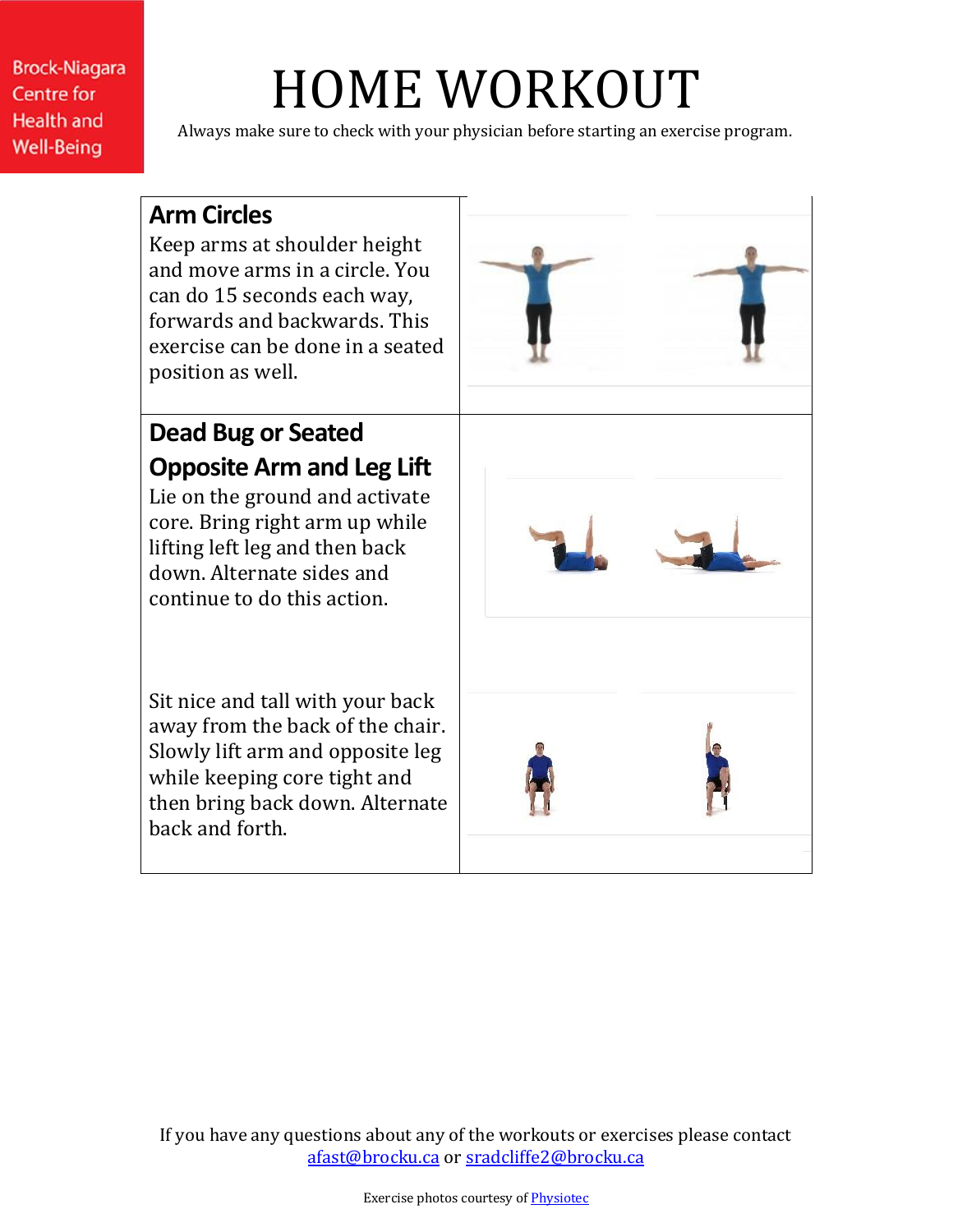Brock-Niagara Centre for Health and Well-Being

# HOME WORKOUT

Always make sure to check with your physician before starting an exercise program.

## Arm Circles

Keep arms at shoulder height and move arms in a circle. You can do 15 seconds each way, forwards and backwards. This exercise can be done in a seated position as well.

## Dead Bug or Seated Opposite Arm and Leg Lift

Lie on the ground and activate core. Bring right arm up while lifting left leg and then back down. Alternate sides and continue to do this action.

Sit nice and tall with your back away from the back of the chair. Slowly lift arm and opposite leg while keeping core tight and then bring back down. Alternate back and forth.

If you have any questions about any of the workouts or exercises please contact [afast@brocku.ca](mailto:afast@brocku.ca) or [sradcliffe2@brocku.ca](mailto:sradcliffe2@brocku.ca)

Exercise photos courtesy of Physiotec